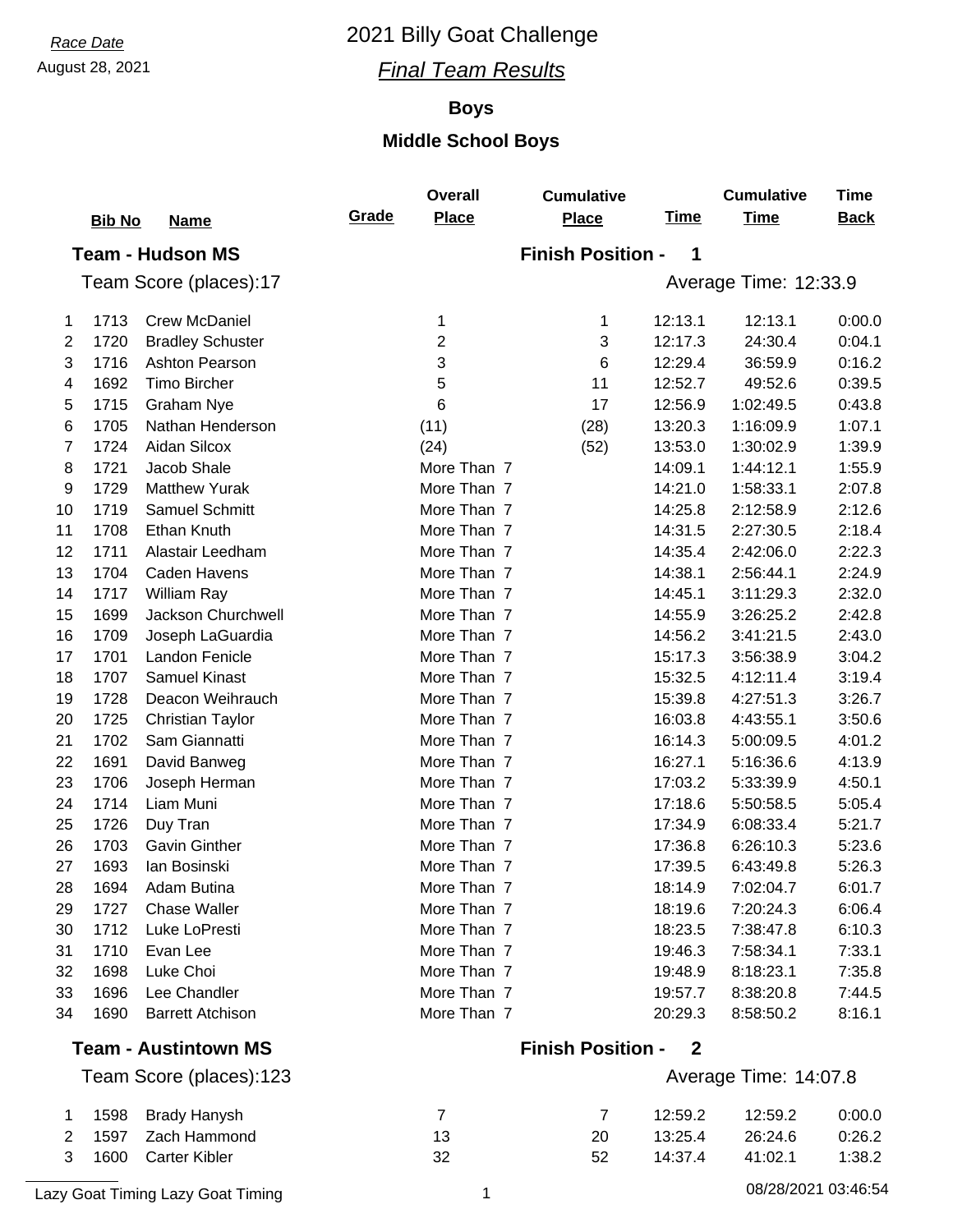*Race Date*

August 28, 2021

# 2021 Billy Goat Challenge

## *Final Team Results*

### Boys

### Middle School Boys

**Team - Hudson MS** — **Finish Position - 1**

Team Score (places):17 — Average Time: 12:33.9

| | Bib No | Name | Grade | Overall Place | Cumulative Place | Time | Cumulative Time | Time Back |
|---|---|---|---|---|---|---|---|---|
| 1 | 1713 | Crew McDaniel | | 1 | 1 | 12:13.1 | 12:13.1 | 0:00.0 |
| 2 | 1720 | Bradley Schuster | | 2 | 3 | 12:17.3 | 24:30.4 | 0:04.1 |
| 3 | 1716 | Ashton Pearson | | 3 | 6 | 12:29.4 | 36:59.9 | 0:16.2 |
| 4 | 1692 | Timo Bircher | | 5 | 11 | 12:52.7 | 49:52.6 | 0:39.5 |
| 5 | 1715 | Graham Nye | | 6 | 17 | 12:56.9 | 1:02:49.5 | 0:43.8 |
| 6 | 1705 | Nathan Henderson | | (11) | (28) | 13:20.3 | 1:16:09.9 | 1:07.1 |
| 7 | 1724 | Aidan Silcox | | (24) | (52) | 13:53.0 | 1:30:02.9 | 1:39.9 |
| 8 | 1721 | Jacob Shale | | More Than 7 | | 14:09.1 | 1:44:12.1 | 1:55.9 |
| 9 | 1729 | Matthew Yurak | | More Than 7 | | 14:21.0 | 1:58:33.1 | 2:07.8 |
| 10 | 1719 | Samuel Schmitt | | More Than 7 | | 14:25.8 | 2:12:58.9 | 2:12.6 |
| 11 | 1708 | Ethan Knuth | | More Than 7 | | 14:31.5 | 2:27:30.5 | 2:18.4 |
| 12 | 1711 | Alastair Leedham | | More Than 7 | | 14:35.4 | 2:42:06.0 | 2:22.3 |
| 13 | 1704 | Caden Havens | | More Than 7 | | 14:38.1 | 2:56:44.1 | 2:24.9 |
| 14 | 1717 | William Ray | | More Than 7 | | 14:45.1 | 3:11:29.3 | 2:32.0 |
| 15 | 1699 | Jackson Churchwell | | More Than 7 | | 14:55.9 | 3:26:25.2 | 2:42.8 |
| 16 | 1709 | Joseph LaGuardia | | More Than 7 | | 14:56.2 | 3:41:21.5 | 2:43.0 |
| 17 | 1701 | Landon Fenicle | | More Than 7 | | 15:17.3 | 3:56:38.9 | 3:04.2 |
| 18 | 1707 | Samuel Kinast | | More Than 7 | | 15:32.5 | 4:12:11.4 | 3:19.4 |
| 19 | 1728 | Deacon Weihrauch | | More Than 7 | | 15:39.8 | 4:27:51.3 | 3:26.7 |
| 20 | 1725 | Christian Taylor | | More Than 7 | | 16:03.8 | 4:43:55.1 | 3:50.6 |
| 21 | 1702 | Sam Giannatti | | More Than 7 | | 16:14.3 | 5:00:09.5 | 4:01.2 |
| 22 | 1691 | David Banweg | | More Than 7 | | 16:27.1 | 5:16:36.6 | 4:13.9 |
| 23 | 1706 | Joseph Herman | | More Than 7 | | 17:03.2 | 5:33:39.9 | 4:50.1 |
| 24 | 1714 | Liam Muni | | More Than 7 | | 17:18.6 | 5:50:58.5 | 5:05.4 |
| 25 | 1726 | Duy Tran | | More Than 7 | | 17:34.9 | 6:08:33.4 | 5:21.7 |
| 26 | 1703 | Gavin Ginther | | More Than 7 | | 17:36.8 | 6:26:10.3 | 5:23.6 |
| 27 | 1693 | Ian Bosinski | | More Than 7 | | 17:39.5 | 6:43:49.8 | 5:26.3 |
| 28 | 1694 | Adam Butina | | More Than 7 | | 18:14.9 | 7:02:04.7 | 6:01.7 |
| 29 | 1727 | Chase Waller | | More Than 7 | | 18:19.6 | 7:20:24.3 | 6:06.4 |
| 30 | 1712 | Luke LoPresti | | More Than 7 | | 18:23.5 | 7:38:47.8 | 6:10.3 |
| 31 | 1710 | Evan Lee | | More Than 7 | | 19:46.3 | 7:58:34.1 | 7:33.1 |
| 32 | 1698 | Luke Choi | | More Than 7 | | 19:48.9 | 8:18:23.1 | 7:35.8 |
| 33 | 1696 | Lee Chandler | | More Than 7 | | 19:57.7 | 8:38:20.8 | 7:44.5 |
| 34 | 1690 | Barrett Atchison | | More Than 7 | | 20:29.3 | 8:58:50.2 | 8:16.1 |

**Team - Austintown MS** — **Finish Position - 2**

Team Score (places):123 — Average Time: 14:07.8

| | Bib No | Name | Grade | Overall Place | Cumulative Place | Time | Cumulative Time | Time Back |
|---|---|---|---|---|---|---|---|---|
| 1 | 1598 | Brady Hanysh | | 7 | 7 | 12:59.2 | 12:59.2 | 0:00.0 |
| 2 | 1597 | Zach Hammond | | 13 | 20 | 13:25.4 | 26:24.6 | 0:26.2 |
| 3 | 1600 | Carter Kibler | | 32 | 52 | 14:37.4 | 41:02.1 | 1:38.2 |

Lazy Goat Timing Lazy Goat Timing — 08/28/2021 03:46:54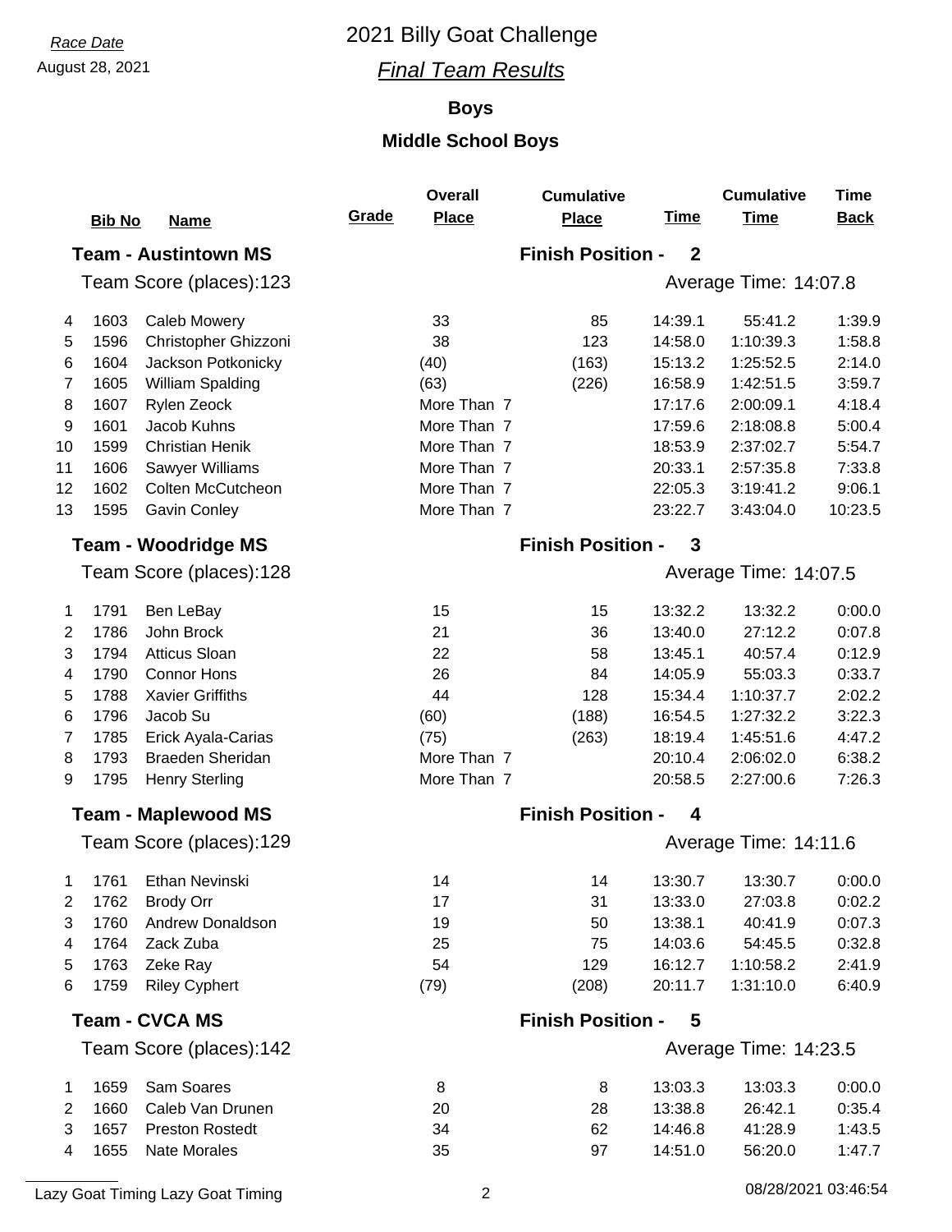*Race Date*

August 28, 2021

# 2021 Billy Goat Challenge

## *Final Team Results*

### Boys

### Middle School Boys

**Team - Austintown MS** — Finish Position - 2

Team Score (places):123 — Average Time: 14:07.8

| | Bib No | Name | Grade | Overall Place | Cumulative Place | Time | Cumulative Time | Time Back |
|---|---|---|---|---|---|---|---|---|
| 4 | 1603 | Caleb Mowery | | 33 | 85 | 14:39.1 | 55:41.2 | 1:39.9 |
| 5 | 1596 | Christopher Ghizzoni | | 38 | 123 | 14:58.0 | 1:10:39.3 | 1:58.8 |
| 6 | 1604 | Jackson Potkonicky | | (40) | (163) | 15:13.2 | 1:25:52.5 | 2:14.0 |
| 7 | 1605 | William Spalding | | (63) | (226) | 16:58.9 | 1:42:51.5 | 3:59.7 |
| 8 | 1607 | Rylen Zeock | | More Than 7 | | 17:17.6 | 2:00:09.1 | 4:18.4 |
| 9 | 1601 | Jacob Kuhns | | More Than 7 | | 17:59.6 | 2:18:08.8 | 5:00.4 |
| 10 | 1599 | Christian Henik | | More Than 7 | | 18:53.9 | 2:37:02.7 | 5:54.7 |
| 11 | 1606 | Sawyer Williams | | More Than 7 | | 20:33.1 | 2:57:35.8 | 7:33.8 |
| 12 | 1602 | Colten McCutcheon | | More Than 7 | | 22:05.3 | 3:19:41.2 | 9:06.1 |
| 13 | 1595 | Gavin Conley | | More Than 7 | | 23:22.7 | 3:43:04.0 | 10:23.5 |

**Team - Woodridge MS** — Finish Position - 3

Team Score (places):128 — Average Time: 14:07.5

| | Bib No | Name | Grade | Overall Place | Cumulative Place | Time | Cumulative Time | Time Back |
|---|---|---|---|---|---|---|---|---|
| 1 | 1791 | Ben LeBay | | 15 | 15 | 13:32.2 | 13:32.2 | 0:00.0 |
| 2 | 1786 | John Brock | | 21 | 36 | 13:40.0 | 27:12.2 | 0:07.8 |
| 3 | 1794 | Atticus Sloan | | 22 | 58 | 13:45.1 | 40:57.4 | 0:12.9 |
| 4 | 1790 | Connor Hons | | 26 | 84 | 14:05.9 | 55:03.3 | 0:33.7 |
| 5 | 1788 | Xavier Griffiths | | 44 | 128 | 15:34.4 | 1:10:37.7 | 2:02.2 |
| 6 | 1796 | Jacob Su | | (60) | (188) | 16:54.5 | 1:27:32.2 | 3:22.3 |
| 7 | 1785 | Erick Ayala-Carias | | (75) | (263) | 18:19.4 | 1:45:51.6 | 4:47.2 |
| 8 | 1793 | Braeden Sheridan | | More Than 7 | | 20:10.4 | 2:06:02.0 | 6:38.2 |
| 9 | 1795 | Henry Sterling | | More Than 7 | | 20:58.5 | 2:27:00.6 | 7:26.3 |

**Team - Maplewood MS** — Finish Position - 4

Team Score (places):129 — Average Time: 14:11.6

| | Bib No | Name | Grade | Overall Place | Cumulative Place | Time | Cumulative Time | Time Back |
|---|---|---|---|---|---|---|---|---|
| 1 | 1761 | Ethan Nevinski | | 14 | 14 | 13:30.7 | 13:30.7 | 0:00.0 |
| 2 | 1762 | Brody Orr | | 17 | 31 | 13:33.0 | 27:03.8 | 0:02.2 |
| 3 | 1760 | Andrew Donaldson | | 19 | 50 | 13:38.1 | 40:41.9 | 0:07.3 |
| 4 | 1764 | Zack Zuba | | 25 | 75 | 14:03.6 | 54:45.5 | 0:32.8 |
| 5 | 1763 | Zeke Ray | | 54 | 129 | 16:12.7 | 1:10:58.2 | 2:41.9 |
| 6 | 1759 | Riley Cyphert | | (79) | (208) | 20:11.7 | 1:31:10.0 | 6:40.9 |

**Team - CVCA MS** — Finish Position - 5

Team Score (places):142 — Average Time: 14:23.5

| | Bib No | Name | Grade | Overall Place | Cumulative Place | Time | Cumulative Time | Time Back |
|---|---|---|---|---|---|---|---|---|
| 1 | 1659 | Sam Soares | | 8 | 8 | 13:03.3 | 13:03.3 | 0:00.0 |
| 2 | 1660 | Caleb Van Drunen | | 20 | 28 | 13:38.8 | 26:42.1 | 0:35.4 |
| 3 | 1657 | Preston Rostedt | | 34 | 62 | 14:46.8 | 41:28.9 | 1:43.5 |
| 4 | 1655 | Nate Morales | | 35 | 97 | 14:51.0 | 56:20.0 | 1:47.7 |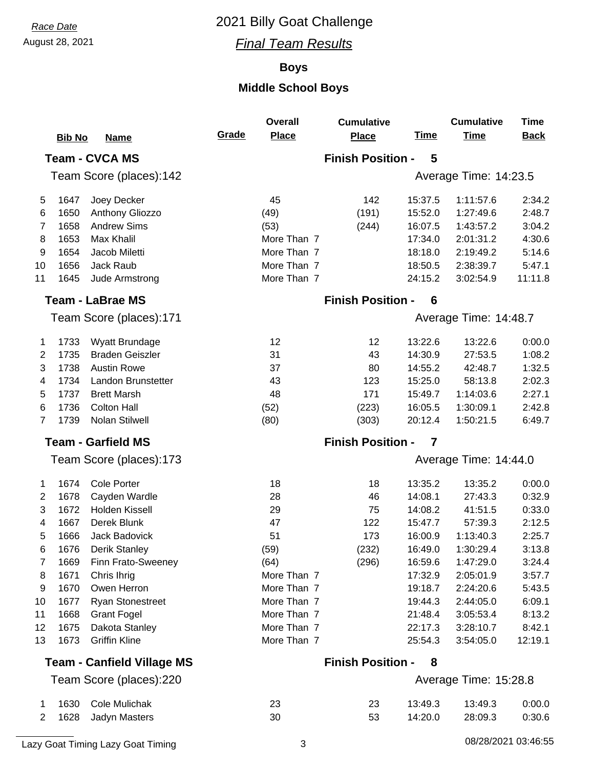Race Date

August 28, 2021

# 2021 Billy Goat Challenge

## *Final Team Results*

### Boys

### Middle School Boys

| | Bib No | Name | Grade | Overall Place | Cumulative Place | Time | Cumulative Time | Time Back |
|---|---|---|---|---|---|---|---|---|
| **Team - CVCA MS** | | | | | **Finish Position - 5** | | | |
| Team Score (places):142 | | | | | | Average Time: 14:23.5 | | |
| 5 | 1647 | Joey Decker | | 45 | 142 | 15:37.5 | 1:11:57.6 | 2:34.2 |
| 6 | 1650 | Anthony Gliozzo | | (49) | (191) | 15:52.0 | 1:27:49.6 | 2:48.7 |
| 7 | 1658 | Andrew Sims | | (53) | (244) | 16:07.5 | 1:43:57.2 | 3:04.2 |
| 8 | 1653 | Max Khalil | | More Than 7 | | 17:34.0 | 2:01:31.2 | 4:30.6 |
| 9 | 1654 | Jacob Miletti | | More Than 7 | | 18:18.0 | 2:19:49.2 | 5:14.6 |
| 10 | 1656 | Jack Raub | | More Than 7 | | 18:50.5 | 2:38:39.7 | 5:47.1 |
| 11 | 1645 | Jude Armstrong | | More Than 7 | | 24:15.2 | 3:02:54.9 | 11:11.8 |
| **Team - LaBrae MS** | | | | | **Finish Position - 6** | | | |
| Team Score (places):171 | | | | | | Average Time: 14:48.7 | | |
| 1 | 1733 | Wyatt Brundage | | 12 | 12 | 13:22.6 | 13:22.6 | 0:00.0 |
| 2 | 1735 | Braden Geiszler | | 31 | 43 | 14:30.9 | 27:53.5 | 1:08.2 |
| 3 | 1738 | Austin Rowe | | 37 | 80 | 14:55.2 | 42:48.7 | 1:32.5 |
| 4 | 1734 | Landon Brunstetter | | 43 | 123 | 15:25.0 | 58:13.8 | 2:02.3 |
| 5 | 1737 | Brett Marsh | | 48 | 171 | 15:49.7 | 1:14:03.6 | 2:27.1 |
| 6 | 1736 | Colton Hall | | (52) | (223) | 16:05.5 | 1:30:09.1 | 2:42.8 |
| 7 | 1739 | Nolan Stilwell | | (80) | (303) | 20:12.4 | 1:50:21.5 | 6:49.7 |
| **Team - Garfield MS** | | | | | **Finish Position - 7** | | | |
| Team Score (places):173 | | | | | | Average Time: 14:44.0 | | |
| 1 | 1674 | Cole Porter | | 18 | 18 | 13:35.2 | 13:35.2 | 0:00.0 |
| 2 | 1678 | Cayden Wardle | | 28 | 46 | 14:08.1 | 27:43.3 | 0:32.9 |
| 3 | 1672 | Holden Kissell | | 29 | 75 | 14:08.2 | 41:51.5 | 0:33.0 |
| 4 | 1667 | Derek Blunk | | 47 | 122 | 15:47.7 | 57:39.3 | 2:12.5 |
| 5 | 1666 | Jack Badovick | | 51 | 173 | 16:00.9 | 1:13:40.3 | 2:25.7 |
| 6 | 1676 | Derik Stanley | | (59) | (232) | 16:49.0 | 1:30:29.4 | 3:13.8 |
| 7 | 1669 | Finn Frato-Sweeney | | (64) | (296) | 16:59.6 | 1:47:29.0 | 3:24.4 |
| 8 | 1671 | Chris Ihrig | | More Than 7 | | 17:32.9 | 2:05:01.9 | 3:57.7 |
| 9 | 1670 | Owen Herron | | More Than 7 | | 19:18.7 | 2:24:20.6 | 5:43.5 |
| 10 | 1677 | Ryan Stonestreet | | More Than 7 | | 19:44.3 | 2:44:05.0 | 6:09.1 |
| 11 | 1668 | Grant Fogel | | More Than 7 | | 21:48.4 | 3:05:53.4 | 8:13.2 |
| 12 | 1675 | Dakota Stanley | | More Than 7 | | 22:17.3 | 3:28:10.7 | 8:42.1 |
| 13 | 1673 | Griffin Kline | | More Than 7 | | 25:54.3 | 3:54:05.0 | 12:19.1 |
| **Team - Canfield Village MS** | | | | | **Finish Position - 8** | | | |
| Team Score (places):220 | | | | | | Average Time: 15:28.8 | | |
| 1 | 1630 | Cole Mulichak | | 23 | 23 | 13:49.3 | 13:49.3 | 0:00.0 |
| 2 | 1628 | Jadyn Masters | | 30 | 53 | 14:20.0 | 28:09.3 | 0:30.6 |

Lazy Goat Timing Lazy Goat Timing

08/28/2021 03:46:55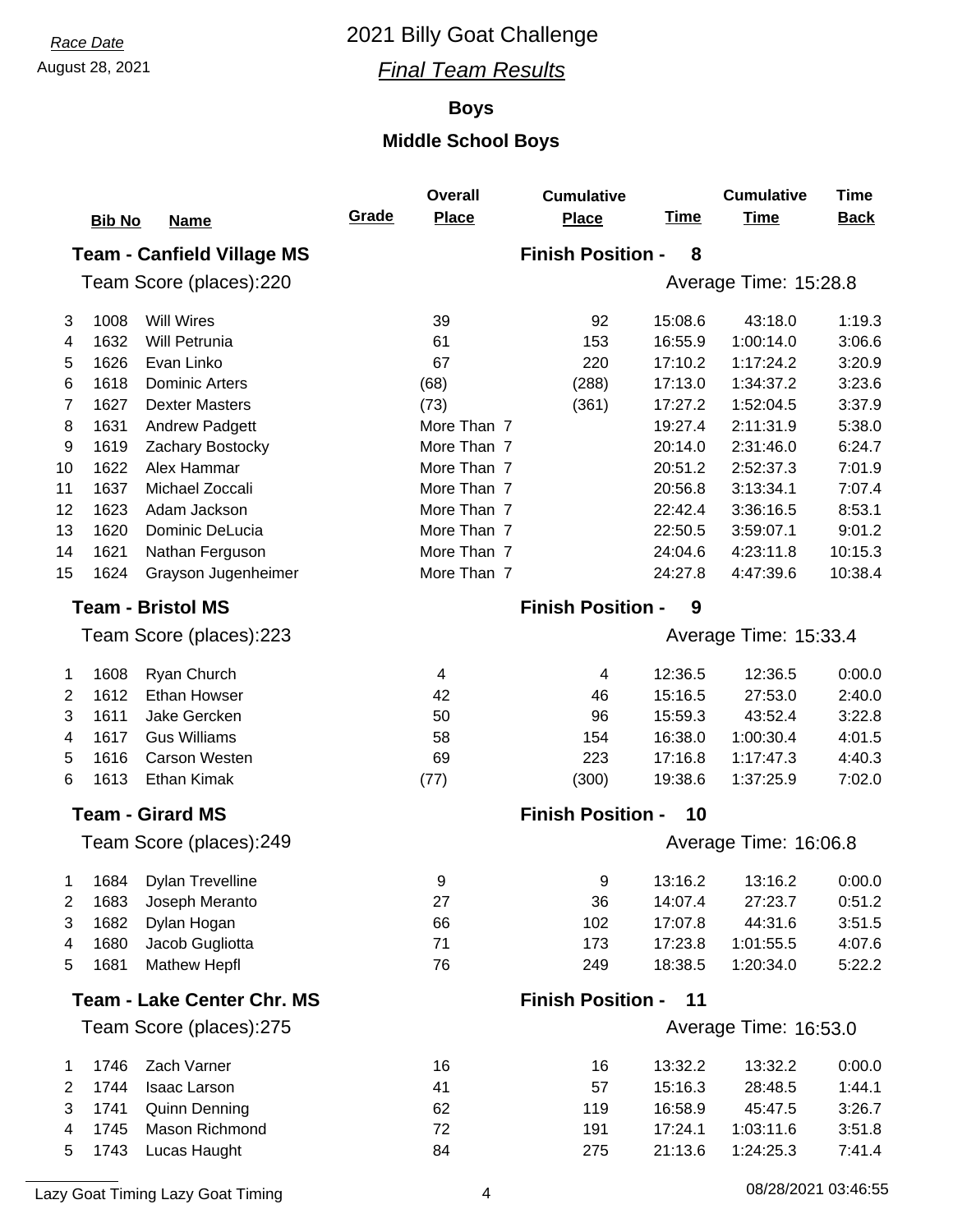Race Date

August 28, 2021

# 2021 Billy Goat Challenge

## *Final Team Results*

### Boys

### Middle School Boys

| | Bib No | Name | Grade | Overall Place | Cumulative Place | Time | Cumulative Time | Time Back |
|---|---|---|---|---|---|---|---|---|
| **Team - Canfield Village MS** | | | | | **Finish Position - 8** | | | |
| Team Score (places):220 | | | | | | Average Time: 15:28.8 | | |
| 3 | 1008 | Will Wires | | 39 | 92 | 15:08.6 | 43:18.0 | 1:19.3 |
| 4 | 1632 | Will Petrunia | | 61 | 153 | 16:55.9 | 1:00:14.0 | 3:06.6 |
| 5 | 1626 | Evan Linko | | 67 | 220 | 17:10.2 | 1:17:24.2 | 3:20.9 |
| 6 | 1618 | Dominic Arters | | (68) | (288) | 17:13.0 | 1:34:37.2 | 3:23.6 |
| 7 | 1627 | Dexter Masters | | (73) | (361) | 17:27.2 | 1:52:04.5 | 3:37.9 |
| 8 | 1631 | Andrew Padgett | | More Than 7 | | 19:27.4 | 2:11:31.9 | 5:38.0 |
| 9 | 1619 | Zachary Bostocky | | More Than 7 | | 20:14.0 | 2:31:46.0 | 6:24.7 |
| 10 | 1622 | Alex Hammar | | More Than 7 | | 20:51.2 | 2:52:37.3 | 7:01.9 |
| 11 | 1637 | Michael Zoccali | | More Than 7 | | 20:56.8 | 3:13:34.1 | 7:07.4 |
| 12 | 1623 | Adam Jackson | | More Than 7 | | 22:42.4 | 3:36:16.5 | 8:53.1 |
| 13 | 1620 | Dominic DeLucia | | More Than 7 | | 22:50.5 | 3:59:07.1 | 9:01.2 |
| 14 | 1621 | Nathan Ferguson | | More Than 7 | | 24:04.6 | 4:23:11.8 | 10:15.3 |
| 15 | 1624 | Grayson Jugenheimer | | More Than 7 | | 24:27.8 | 4:47:39.6 | 10:38.4 |
| **Team - Bristol MS** | | | | | **Finish Position - 9** | | | |
| Team Score (places):223 | | | | | | Average Time: 15:33.4 | | |
| 1 | 1608 | Ryan Church | | 4 | 4 | 12:36.5 | 12:36.5 | 0:00.0 |
| 2 | 1612 | Ethan Howser | | 42 | 46 | 15:16.5 | 27:53.0 | 2:40.0 |
| 3 | 1611 | Jake Gercken | | 50 | 96 | 15:59.3 | 43:52.4 | 3:22.8 |
| 4 | 1617 | Gus Williams | | 58 | 154 | 16:38.0 | 1:00:30.4 | 4:01.5 |
| 5 | 1616 | Carson Westen | | 69 | 223 | 17:16.8 | 1:17:47.3 | 4:40.3 |
| 6 | 1613 | Ethan Kimak | | (77) | (300) | 19:38.6 | 1:37:25.9 | 7:02.0 |
| **Team - Girard MS** | | | | | **Finish Position - 10** | | | |
| Team Score (places):249 | | | | | | Average Time: 16:06.8 | | |
| 1 | 1684 | Dylan Trevelline | | 9 | 9 | 13:16.2 | 13:16.2 | 0:00.0 |
| 2 | 1683 | Joseph Meranto | | 27 | 36 | 14:07.4 | 27:23.7 | 0:51.2 |
| 3 | 1682 | Dylan Hogan | | 66 | 102 | 17:07.8 | 44:31.6 | 3:51.5 |
| 4 | 1680 | Jacob Gugliotta | | 71 | 173 | 17:23.8 | 1:01:55.5 | 4:07.6 |
| 5 | 1681 | Mathew Hepfl | | 76 | 249 | 18:38.5 | 1:20:34.0 | 5:22.2 |
| **Team - Lake Center Chr. MS** | | | | | **Finish Position - 11** | | | |
| Team Score (places):275 | | | | | | Average Time: 16:53.0 | | |
| 1 | 1746 | Zach Varner | | 16 | 16 | 13:32.2 | 13:32.2 | 0:00.0 |
| 2 | 1744 | Isaac Larson | | 41 | 57 | 15:16.3 | 28:48.5 | 1:44.1 |
| 3 | 1741 | Quinn Denning | | 62 | 119 | 16:58.9 | 45:47.5 | 3:26.7 |
| 4 | 1745 | Mason Richmond | | 72 | 191 | 17:24.1 | 1:03:11.6 | 3:51.8 |
| 5 | 1743 | Lucas Haught | | 84 | 275 | 21:13.6 | 1:24:25.3 | 7:41.4 |

Lazy Goat Timing Lazy Goat Timing

08/28/2021 03:46:55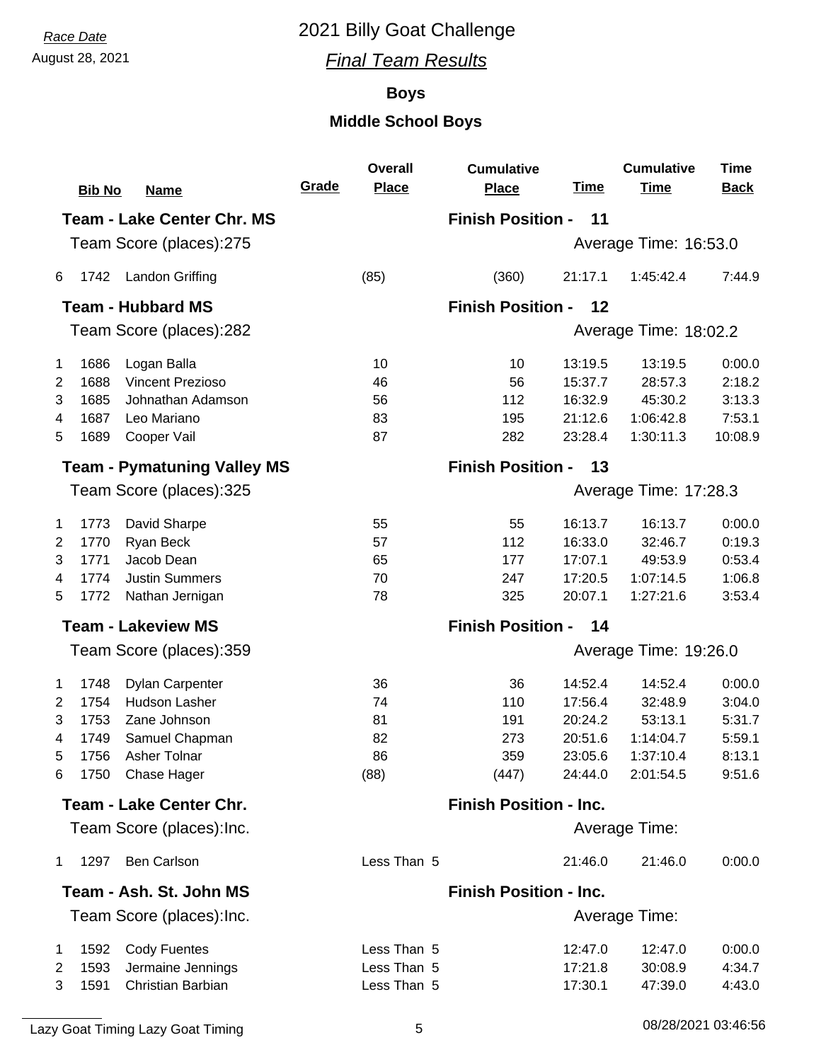Race Date
August 28, 2021

# 2021 Billy Goat Challenge

## *Final Team Results*

### Boys

### Middle School Boys

| | Bib No | Name | Grade | Overall Place | Cumulative Place | Time | Cumulative Time | Time Back |
|---|---|---|---|---|---|---|---|---|
| **Team - Lake Center Chr. MS** | | | | | **Finish Position - 11** | | | |
| Team Score (places):275 | | | | | Average Time: 16:53.0 | | | |
| 6 | 1742 | Landon Griffing | | (85) | (360) | 21:17.1 | 1:45:42.4 | 7:44.9 |
| **Team - Hubbard MS** | | | | | **Finish Position - 12** | | | |
| Team Score (places):282 | | | | | Average Time: 18:02.2 | | | |
| 1 | 1686 | Logan Balla | | 10 | 10 | 13:19.5 | 13:19.5 | 0:00.0 |
| 2 | 1688 | Vincent Prezioso | | 46 | 56 | 15:37.7 | 28:57.3 | 2:18.2 |
| 3 | 1685 | Johnathan Adamson | | 56 | 112 | 16:32.9 | 45:30.2 | 3:13.3 |
| 4 | 1687 | Leo Mariano | | 83 | 195 | 21:12.6 | 1:06:42.8 | 7:53.1 |
| 5 | 1689 | Cooper Vail | | 87 | 282 | 23:28.4 | 1:30:11.3 | 10:08.9 |
| **Team - Pymatuning Valley MS** | | | | | **Finish Position - 13** | | | |
| Team Score (places):325 | | | | | Average Time: 17:28.3 | | | |
| 1 | 1773 | David Sharpe | | 55 | 55 | 16:13.7 | 16:13.7 | 0:00.0 |
| 2 | 1770 | Ryan Beck | | 57 | 112 | 16:33.0 | 32:46.7 | 0:19.3 |
| 3 | 1771 | Jacob Dean | | 65 | 177 | 17:07.1 | 49:53.9 | 0:53.4 |
| 4 | 1774 | Justin Summers | | 70 | 247 | 17:20.5 | 1:07:14.5 | 1:06.8 |
| 5 | 1772 | Nathan Jernigan | | 78 | 325 | 20:07.1 | 1:27:21.6 | 3:53.4 |
| **Team - Lakeview MS** | | | | | **Finish Position - 14** | | | |
| Team Score (places):359 | | | | | Average Time: 19:26.0 | | | |
| 1 | 1748 | Dylan Carpenter | | 36 | 36 | 14:52.4 | 14:52.4 | 0:00.0 |
| 2 | 1754 | Hudson Lasher | | 74 | 110 | 17:56.4 | 32:48.9 | 3:04.0 |
| 3 | 1753 | Zane Johnson | | 81 | 191 | 20:24.2 | 53:13.1 | 5:31.7 |
| 4 | 1749 | Samuel Chapman | | 82 | 273 | 20:51.6 | 1:14:04.7 | 5:59.1 |
| 5 | 1756 | Asher Tolnar | | 86 | 359 | 23:05.6 | 1:37:10.4 | 8:13.1 |
| 6 | 1750 | Chase Hager | | (88) | (447) | 24:44.0 | 2:01:54.5 | 9:51.6 |
| **Team - Lake Center Chr.** | | | | | **Finish Position - Inc.** | | | |
| Team Score (places):Inc. | | | | | Average Time: | | | |
| 1 | 1297 | Ben Carlson | | Less Than 5 | | 21:46.0 | 21:46.0 | 0:00.0 |
| **Team - Ash. St. John MS** | | | | | **Finish Position - Inc.** | | | |
| Team Score (places):Inc. | | | | | Average Time: | | | |
| 1 | 1592 | Cody Fuentes | | Less Than 5 | | 12:47.0 | 12:47.0 | 0:00.0 |
| 2 | 1593 | Jermaine Jennings | | Less Than 5 | | 17:21.8 | 30:08.9 | 4:34.7 |
| 3 | 1591 | Christian Barbian | | Less Than 5 | | 17:30.1 | 47:39.0 | 4:43.0 |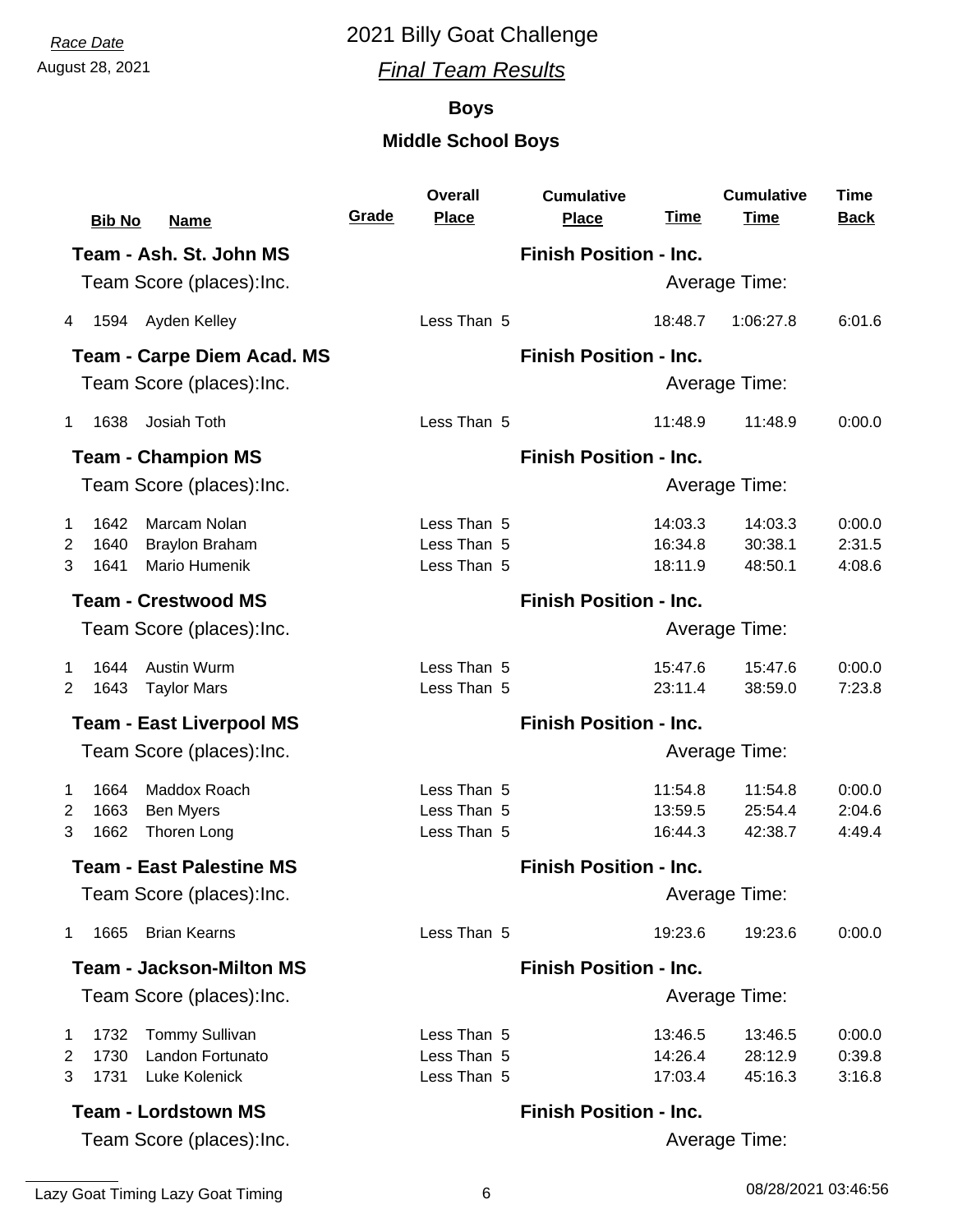Race Date

August 28, 2021

# 2021 Billy Goat Challenge

## *Final Team Results*

### Boys

### Middle School Boys

| | Bib No | Name | Grade | Overall Place | Cumulative Place | Time | Cumulative Time | Time Back |
|---|---|---|---|---|---|---|---|---|
| **Team - Ash. St. John MS** | | | | | **Finish Position - Inc.** | | | |
| Team Score (places):Inc. | | | | | | Average Time: | | |
| 4 | 1594 | Ayden Kelley | | Less Than 5 | | 18:48.7 | 1:06:27.8 | 6:01.6 |
| **Team - Carpe Diem Acad. MS** | | | | | **Finish Position - Inc.** | | | |
| Team Score (places):Inc. | | | | | | Average Time: | | |
| 1 | 1638 | Josiah Toth | | Less Than 5 | | 11:48.9 | 11:48.9 | 0:00.0 |
| **Team - Champion MS** | | | | | **Finish Position - Inc.** | | | |
| Team Score (places):Inc. | | | | | | Average Time: | | |
| 1 | 1642 | Marcam Nolan | | Less Than 5 | | 14:03.3 | 14:03.3 | 0:00.0 |
| 2 | 1640 | Braylon Braham | | Less Than 5 | | 16:34.8 | 30:38.1 | 2:31.5 |
| 3 | 1641 | Mario Humenik | | Less Than 5 | | 18:11.9 | 48:50.1 | 4:08.6 |
| **Team - Crestwood MS** | | | | | **Finish Position - Inc.** | | | |
| Team Score (places):Inc. | | | | | | Average Time: | | |
| 1 | 1644 | Austin Wurm | | Less Than 5 | | 15:47.6 | 15:47.6 | 0:00.0 |
| 2 | 1643 | Taylor Mars | | Less Than 5 | | 23:11.4 | 38:59.0 | 7:23.8 |
| **Team - East Liverpool MS** | | | | | **Finish Position - Inc.** | | | |
| Team Score (places):Inc. | | | | | | Average Time: | | |
| 1 | 1664 | Maddox Roach | | Less Than 5 | | 11:54.8 | 11:54.8 | 0:00.0 |
| 2 | 1663 | Ben Myers | | Less Than 5 | | 13:59.5 | 25:54.4 | 2:04.6 |
| 3 | 1662 | Thoren Long | | Less Than 5 | | 16:44.3 | 42:38.7 | 4:49.4 |
| **Team - East Palestine MS** | | | | | **Finish Position - Inc.** | | | |
| Team Score (places):Inc. | | | | | | Average Time: | | |
| 1 | 1665 | Brian Kearns | | Less Than 5 | | 19:23.6 | 19:23.6 | 0:00.0 |
| **Team - Jackson-Milton MS** | | | | | **Finish Position - Inc.** | | | |
| Team Score (places):Inc. | | | | | | Average Time: | | |
| 1 | 1732 | Tommy Sullivan | | Less Than 5 | | 13:46.5 | 13:46.5 | 0:00.0 |
| 2 | 1730 | Landon Fortunato | | Less Than 5 | | 14:26.4 | 28:12.9 | 0:39.8 |
| 3 | 1731 | Luke Kolenick | | Less Than 5 | | 17:03.4 | 45:16.3 | 3:16.8 |
| **Team - Lordstown MS** | | | | | **Finish Position - Inc.** | | | |
| Team Score (places):Inc. | | | | | | Average Time: | | |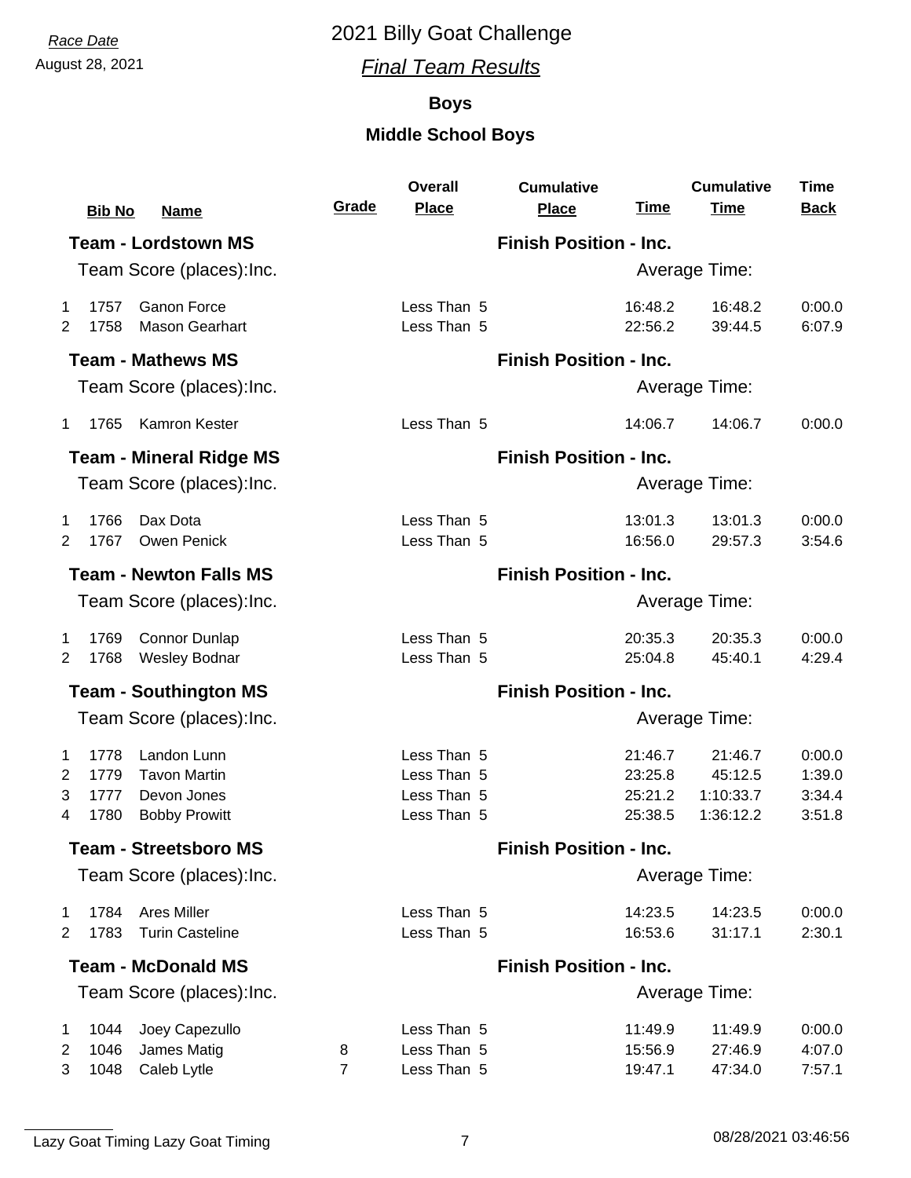*Race Date*
August 28, 2021

# 2021 Billy Goat Challenge

## *Final Team Results*

### Boys

### Middle School Boys

| | Bib No | Name | Grade | Overall Place | Cumulative Place | Time | Cumulative Time | Time Back |
|---|---|---|---|---|---|---|---|---|
| **Team - Lordstown MS** | | | | | **Finish Position - Inc.** | | | |
| Team Score (places):Inc. | | | | | | Average Time: | | |
| 1 | 1757 | Ganon Force | | Less Than 5 | | 16:48.2 | 16:48.2 | 0:00.0 |
| 2 | 1758 | Mason Gearhart | | Less Than 5 | | 22:56.2 | 39:44.5 | 6:07.9 |
| **Team - Mathews MS** | | | | | **Finish Position - Inc.** | | | |
| Team Score (places):Inc. | | | | | | Average Time: | | |
| 1 | 1765 | Kamron Kester | | Less Than 5 | | 14:06.7 | 14:06.7 | 0:00.0 |
| **Team - Mineral Ridge MS** | | | | | **Finish Position - Inc.** | | | |
| Team Score (places):Inc. | | | | | | Average Time: | | |
| 1 | 1766 | Dax Dota | | Less Than 5 | | 13:01.3 | 13:01.3 | 0:00.0 |
| 2 | 1767 | Owen Penick | | Less Than 5 | | 16:56.0 | 29:57.3 | 3:54.6 |
| **Team - Newton Falls MS** | | | | | **Finish Position - Inc.** | | | |
| Team Score (places):Inc. | | | | | | Average Time: | | |
| 1 | 1769 | Connor Dunlap | | Less Than 5 | | 20:35.3 | 20:35.3 | 0:00.0 |
| 2 | 1768 | Wesley Bodnar | | Less Than 5 | | 25:04.8 | 45:40.1 | 4:29.4 |
| **Team - Southington MS** | | | | | **Finish Position - Inc.** | | | |
| Team Score (places):Inc. | | | | | | Average Time: | | |
| 1 | 1778 | Landon Lunn | | Less Than 5 | | 21:46.7 | 21:46.7 | 0:00.0 |
| 2 | 1779 | Tavon Martin | | Less Than 5 | | 23:25.8 | 45:12.5 | 1:39.0 |
| 3 | 1777 | Devon Jones | | Less Than 5 | | 25:21.2 | 1:10:33.7 | 3:34.4 |
| 4 | 1780 | Bobby Prowitt | | Less Than 5 | | 25:38.5 | 1:36:12.2 | 3:51.8 |
| **Team - Streetsboro MS** | | | | | **Finish Position - Inc.** | | | |
| Team Score (places):Inc. | | | | | | Average Time: | | |
| 1 | 1784 | Ares Miller | | Less Than 5 | | 14:23.5 | 14:23.5 | 0:00.0 |
| 2 | 1783 | Turin Casteline | | Less Than 5 | | 16:53.6 | 31:17.1 | 2:30.1 |
| **Team - McDonald MS** | | | | | **Finish Position - Inc.** | | | |
| Team Score (places):Inc. | | | | | | Average Time: | | |
| 1 | 1044 | Joey Capezullo | | Less Than 5 | | 11:49.9 | 11:49.9 | 0:00.0 |
| 2 | 1046 | James Matig | 8 | Less Than 5 | | 15:56.9 | 27:46.9 | 4:07.0 |
| 3 | 1048 | Caleb Lytle | 7 | Less Than 5 | | 19:47.1 | 47:34.0 | 7:57.1 |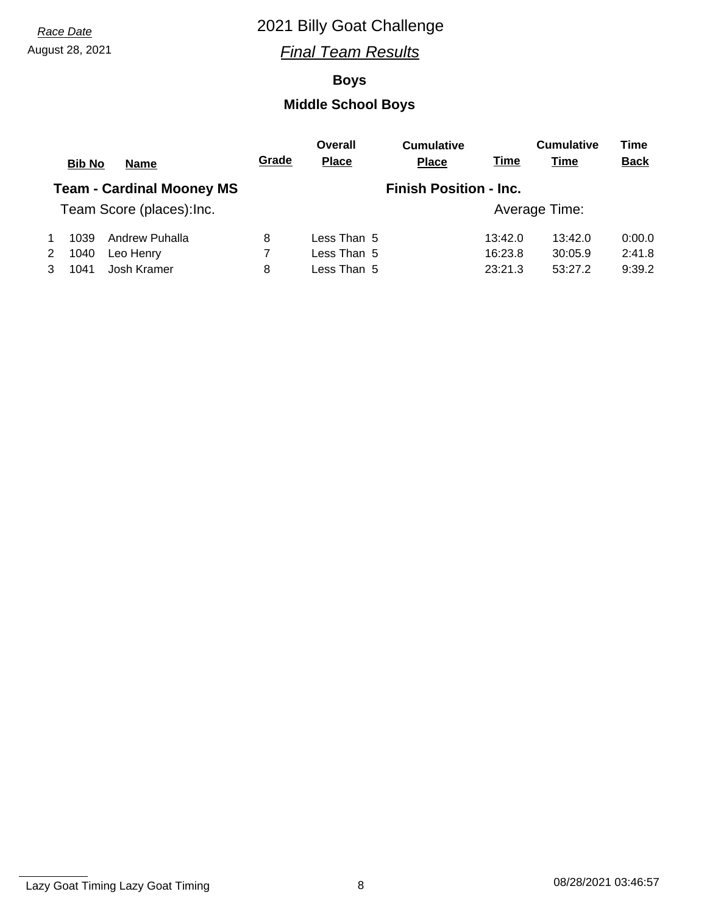*Race Date*

August 28, 2021

# 2021 Billy Goat Challenge

## *Final Team Results*

### Boys

### Middle School Boys

**Team - Cardinal Mooney MS** | **Finish Position - Inc.**

Team Score (places):Inc. | Average Time:

| | Bib No | Name | Grade | Overall Place | Cumulative Place | Time | Cumulative Time | Time Back |
|---|---|---|---|---|---|---|---|---|
| 1 | 1039 | Andrew Puhalla | 8 | Less Than 5 | | 13:42.0 | 13:42.0 | 0:00.0 |
| 2 | 1040 | Leo Henry | 7 | Less Than 5 | | 16:23.8 | 30:05.9 | 2:41.8 |
| 3 | 1041 | Josh Kramer | 8 | Less Than 5 | | 23:21.3 | 53:27.2 | 9:39.2 |

Lazy Goat Timing Lazy Goat Timing 08/28/2021 03:46:57